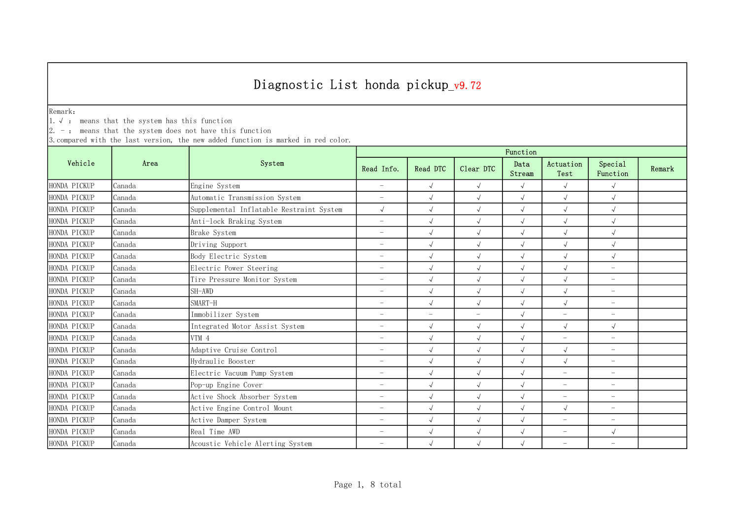# Diagnostic List honda pickup_v9.72

Remark:
1. √ : means that the system has this function
2. - : means that the system does not have this function
3. compared with the last version, the new added function is marked in red color.

| Vehicle | Area | System | Function | | | | | | |
|---|---|---|---|---|---|---|---|---|---|
| | | | Read Info. | Read DTC | Clear DTC | Data Stream | Actuation Test | Special Function | Remark |
| HONDA PICKUP | Canada | Engine System | - | √ | √ | √ | √ | √ | |
| HONDA PICKUP | Canada | Automatic Transmission System | - | √ | √ | √ | √ | √ | |
| HONDA PICKUP | Canada | Supplemental Inflatable Restraint System | √ | √ | √ | √ | √ | √ | |
| HONDA PICKUP | Canada | Anti-lock Braking System | - | √ | √ | √ | √ | √ | |
| HONDA PICKUP | Canada | Brake System | - | √ | √ | √ | √ | √ | |
| HONDA PICKUP | Canada | Driving Support | - | √ | √ | √ | √ | √ | |
| HONDA PICKUP | Canada | Body Electric System | - | √ | √ | √ | √ | √ | |
| HONDA PICKUP | Canada | Electric Power Steering | - | √ | √ | √ | √ | - | |
| HONDA PICKUP | Canada | Tire Pressure Monitor System | - | √ | √ | √ | √ | - | |
| HONDA PICKUP | Canada | SH-AWD | - | √ | √ | √ | √ | - | |
| HONDA PICKUP | Canada | SMART-H | - | √ | √ | √ | √ | - | |
| HONDA PICKUP | Canada | Immobilizer System | - | - | - | √ | - | - | |
| HONDA PICKUP | Canada | Integrated Motor Assist System | - | √ | √ | √ | √ | √ | |
| HONDA PICKUP | Canada | VTM 4 | - | √ | √ | √ | - | - | |
| HONDA PICKUP | Canada | Adaptive Cruise Control | - | √ | √ | √ | √ | - | |
| HONDA PICKUP | Canada | Hydraulic Booster | - | √ | √ | √ | √ | - | |
| HONDA PICKUP | Canada | Electric Vacuum Pump System | - | √ | √ | √ | - | - | |
| HONDA PICKUP | Canada | Pop-up Engine Cover | - | √ | √ | √ | - | - | |
| HONDA PICKUP | Canada | Active Shock Absorber System | - | √ | √ | √ | - | - | |
| HONDA PICKUP | Canada | Active Engine Control Mount | - | √ | √ | √ | √ | - | |
| HONDA PICKUP | Canada | Active Damper System | - | √ | √ | √ | - | - | |
| HONDA PICKUP | Canada | Real Time AWD | - | √ | √ | √ | - | √ | |
| HONDA PICKUP | Canada | Acoustic Vehicle Alerting System | - | √ | √ | √ | - | - | |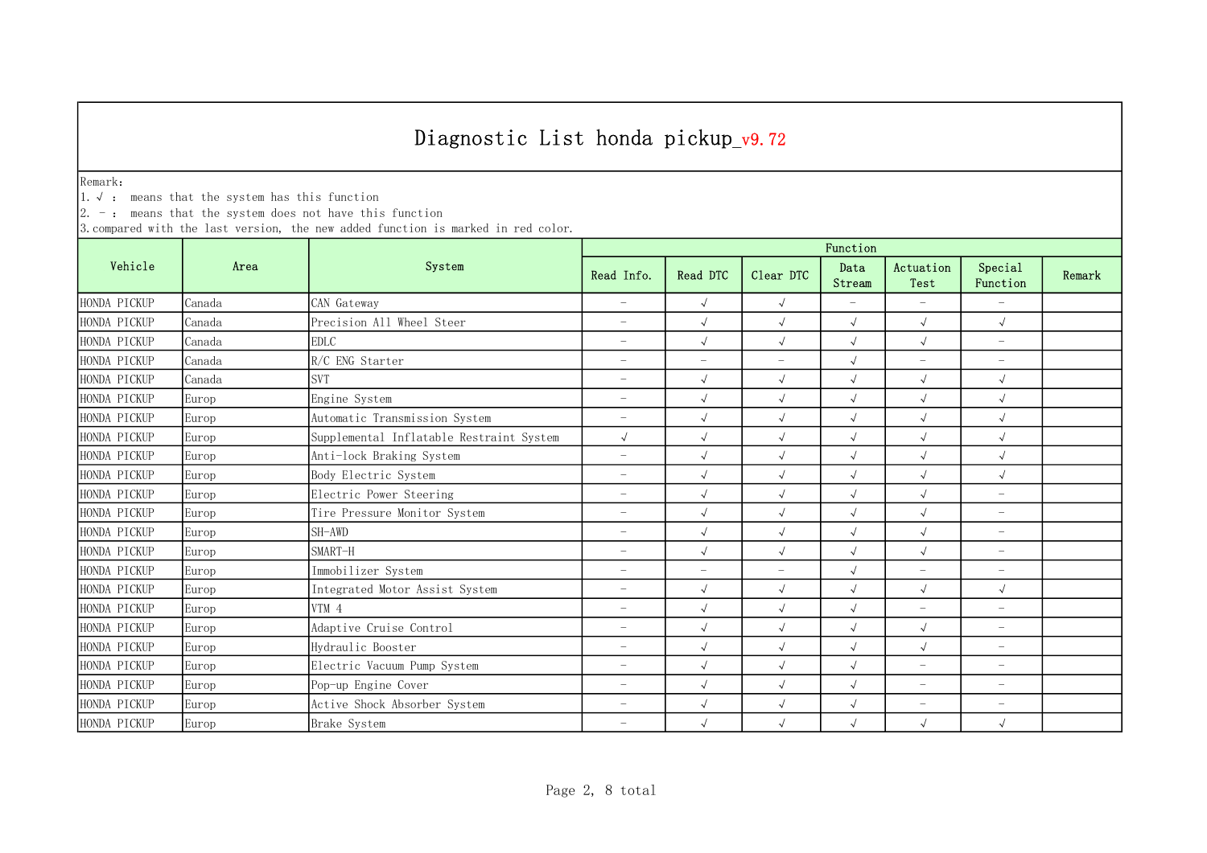# Diagnostic List honda pickup_v9.72

Remark:
1. √ ： means that the system has this function
2. － ： means that the system does not have this function
3. compared with the last version, the new added function is marked in red color.

| Vehicle | Area | System | Function | | | | | | |
|---|---|---|---|---|---|---|---|---|---|
| | | | Read Info. | Read DTC | Clear DTC | Data Stream | Actuation Test | Special Function | Remark |
| HONDA PICKUP | Canada | CAN Gateway | － | √ | √ | － | － | － | |
| HONDA PICKUP | Canada | Precision All Wheel Steer | － | √ | √ | √ | √ | √ | |
| HONDA PICKUP | Canada | EDLC | － | √ | √ | √ | √ | － | |
| HONDA PICKUP | Canada | R/C ENG Starter | － | － | － | √ | － | － | |
| HONDA PICKUP | Canada | SVT | － | √ | √ | √ | √ | √ | |
| HONDA PICKUP | Europ | Engine System | － | √ | √ | √ | √ | √ | |
| HONDA PICKUP | Europ | Automatic Transmission System | － | √ | √ | √ | √ | √ | |
| HONDA PICKUP | Europ | Supplemental Inflatable Restraint System | √ | √ | √ | √ | √ | √ | |
| HONDA PICKUP | Europ | Anti-lock Braking System | － | √ | √ | √ | √ | √ | |
| HONDA PICKUP | Europ | Body Electric System | － | √ | √ | √ | √ | √ | |
| HONDA PICKUP | Europ | Electric Power Steering | － | √ | √ | √ | √ | － | |
| HONDA PICKUP | Europ | Tire Pressure Monitor System | － | √ | √ | √ | √ | － | |
| HONDA PICKUP | Europ | SH-AWD | － | √ | √ | √ | √ | － | |
| HONDA PICKUP | Europ | SMART-H | － | √ | √ | √ | √ | － | |
| HONDA PICKUP | Europ | Immobilizer System | － | － | － | √ | － | － | |
| HONDA PICKUP | Europ | Integrated Motor Assist System | － | √ | √ | √ | √ | √ | |
| HONDA PICKUP | Europ | VTM 4 | － | √ | √ | √ | － | － | |
| HONDA PICKUP | Europ | Adaptive Cruise Control | － | √ | √ | √ | √ | － | |
| HONDA PICKUP | Europ | Hydraulic Booster | － | √ | √ | √ | √ | － | |
| HONDA PICKUP | Europ | Electric Vacuum Pump System | － | √ | √ | √ | － | － | |
| HONDA PICKUP | Europ | Pop-up Engine Cover | － | √ | √ | √ | － | － | |
| HONDA PICKUP | Europ | Active Shock Absorber System | － | √ | √ | √ | － | － | |
| HONDA PICKUP | Europ | Brake System | － | √ | √ | √ | √ | √ | |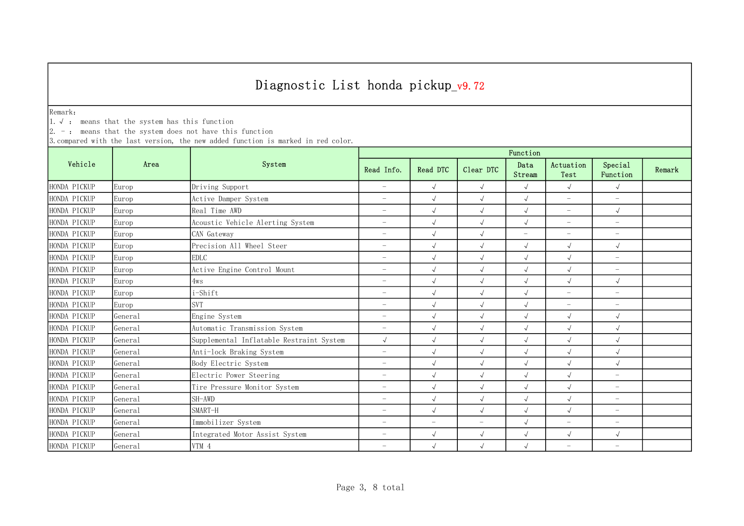# Diagnostic List honda pickup_v9.72

Remark:
1. √ : means that the system has this function
2. - : means that the system does not have this function
3. compared with the last version, the new added function is marked in red color.

| Vehicle | Area | System | Function | | | | | | |
|---|---|---|---|---|---|---|---|---|---|
| | | | Read Info. | Read DTC | Clear DTC | Data Stream | Actuation Test | Special Function | Remark |
| HONDA PICKUP | Europ | Driving Support | - | √ | √ | √ | √ | √ | |
| HONDA PICKUP | Europ | Active Damper System | - | √ | √ | √ | - | - | |
| HONDA PICKUP | Europ | Real Time AWD | - | √ | √ | √ | - | √ | |
| HONDA PICKUP | Europ | Acoustic Vehicle Alerting System | - | √ | √ | √ | - | - | |
| HONDA PICKUP | Europ | CAN Gateway | - | √ | √ | - | - | - | |
| HONDA PICKUP | Europ | Precision All Wheel Steer | - | √ | √ | √ | √ | √ | |
| HONDA PICKUP | Europ | EDLC | - | √ | √ | √ | √ | - | |
| HONDA PICKUP | Europ | Active Engine Control Mount | - | √ | √ | √ | √ | - | |
| HONDA PICKUP | Europ | 4ws | - | √ | √ | √ | √ | √ | |
| HONDA PICKUP | Europ | i-Shift | - | √ | √ | √ | - | - | |
| HONDA PICKUP | Europ | SVT | - | √ | √ | √ | - | - | |
| HONDA PICKUP | General | Engine System | - | √ | √ | √ | √ | √ | |
| HONDA PICKUP | General | Automatic Transmission System | - | √ | √ | √ | √ | √ | |
| HONDA PICKUP | General | Supplemental Inflatable Restraint System | √ | √ | √ | √ | √ | √ | |
| HONDA PICKUP | General | Anti-lock Braking System | - | √ | √ | √ | √ | √ | |
| HONDA PICKUP | General | Body Electric System | - | √ | √ | √ | √ | √ | |
| HONDA PICKUP | General | Electric Power Steering | - | √ | √ | √ | √ | - | |
| HONDA PICKUP | General | Tire Pressure Monitor System | - | √ | √ | √ | √ | - | |
| HONDA PICKUP | General | SH-AWD | - | √ | √ | √ | √ | - | |
| HONDA PICKUP | General | SMART-H | - | √ | √ | √ | √ | - | |
| HONDA PICKUP | General | Immobilizer System | - | - | - | √ | - | - | |
| HONDA PICKUP | General | Integrated Motor Assist System | - | √ | √ | √ | √ | √ | |
| HONDA PICKUP | General | VTM 4 | - | √ | √ | √ | - | - | |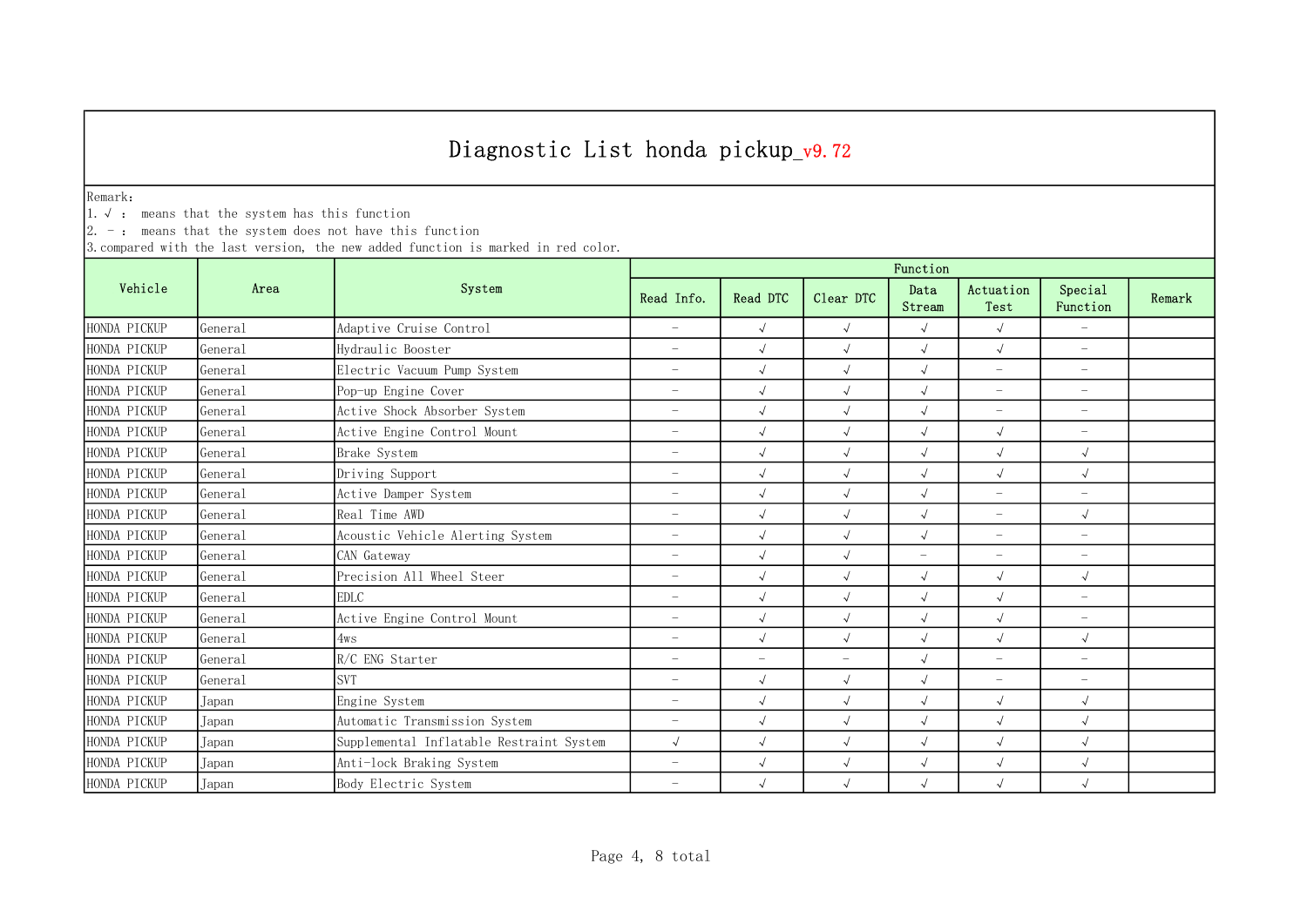# Diagnostic List honda pickup_v9.72

Remark:
1. √ ： means that the system has this function
2. － ： means that the system does not have this function
3. compared with the last version, the new added function is marked in red color.

| Vehicle | Area | System | Function | | | | | | |
|---|---|---|---|---|---|---|---|---|---|
| | | | Read Info. | Read DTC | Clear DTC | Data Stream | Actuation Test | Special Function | Remark |
| HONDA PICKUP | General | Adaptive Cruise Control | － | √ | √ | √ | √ | － | |
| HONDA PICKUP | General | Hydraulic Booster | － | √ | √ | √ | √ | － | |
| HONDA PICKUP | General | Electric Vacuum Pump System | － | √ | √ | √ | － | － | |
| HONDA PICKUP | General | Pop-up Engine Cover | － | √ | √ | √ | － | － | |
| HONDA PICKUP | General | Active Shock Absorber System | － | √ | √ | √ | － | － | |
| HONDA PICKUP | General | Active Engine Control Mount | － | √ | √ | √ | √ | － | |
| HONDA PICKUP | General | Brake System | － | √ | √ | √ | √ | √ | |
| HONDA PICKUP | General | Driving Support | － | √ | √ | √ | √ | √ | |
| HONDA PICKUP | General | Active Damper System | － | √ | √ | √ | － | － | |
| HONDA PICKUP | General | Real Time AWD | － | √ | √ | √ | － | √ | |
| HONDA PICKUP | General | Acoustic Vehicle Alerting System | － | √ | √ | √ | － | － | |
| HONDA PICKUP | General | CAN Gateway | － | √ | √ | － | － | － | |
| HONDA PICKUP | General | Precision All Wheel Steer | － | √ | √ | √ | √ | √ | |
| HONDA PICKUP | General | EDLC | － | √ | √ | √ | √ | － | |
| HONDA PICKUP | General | Active Engine Control Mount | － | √ | √ | √ | √ | － | |
| HONDA PICKUP | General | 4ws | － | √ | √ | √ | √ | √ | |
| HONDA PICKUP | General | R/C ENG Starter | － | － | － | √ | － | － | |
| HONDA PICKUP | General | SVT | － | √ | √ | √ | － | － | |
| HONDA PICKUP | Japan | Engine System | － | √ | √ | √ | √ | √ | |
| HONDA PICKUP | Japan | Automatic Transmission System | － | √ | √ | √ | √ | √ | |
| HONDA PICKUP | Japan | Supplemental Inflatable Restraint System | √ | √ | √ | √ | √ | √ | |
| HONDA PICKUP | Japan | Anti-lock Braking System | － | √ | √ | √ | √ | √ | |
| HONDA PICKUP | Japan | Body Electric System | － | √ | √ | √ | √ | √ | |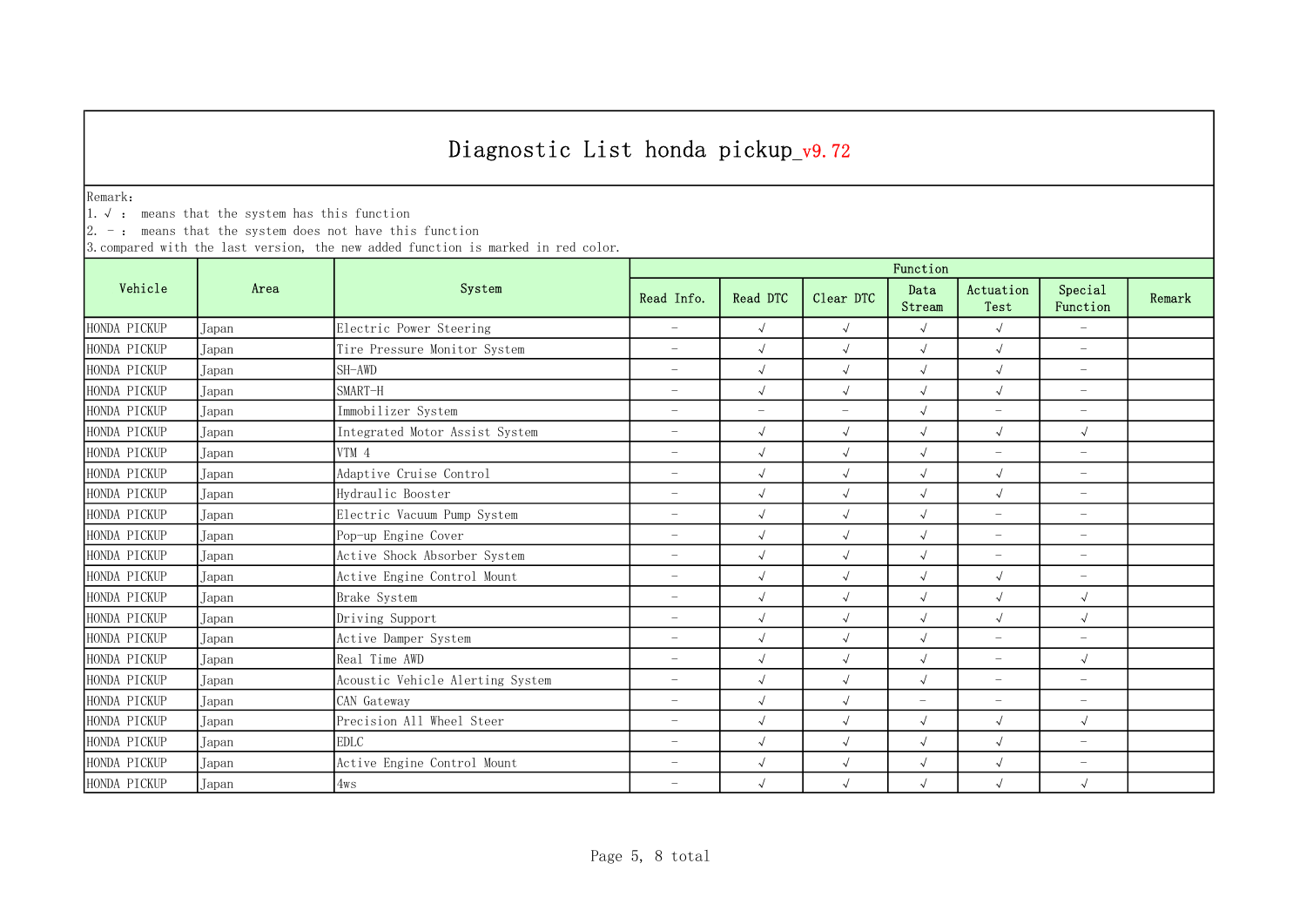# Diagnostic List honda pickup_v9.72

Remark:
1. √ : means that the system has this function
2. - : means that the system does not have this function
3. compared with the last version, the new added function is marked in red color.

| Vehicle | Area | System | Function | | | | | | |
|---|---|---|---|---|---|---|---|---|---|
| | | | Read Info. | Read DTC | Clear DTC | Data Stream | Actuation Test | Special Function | Remark |
| HONDA PICKUP | Japan | Electric Power Steering | - | √ | √ | √ | √ | - | |
| HONDA PICKUP | Japan | Tire Pressure Monitor System | - | √ | √ | √ | √ | - | |
| HONDA PICKUP | Japan | SH-AWD | - | √ | √ | √ | √ | - | |
| HONDA PICKUP | Japan | SMART-H | - | √ | √ | √ | √ | - | |
| HONDA PICKUP | Japan | Immobilizer System | - | - | - | √ | - | - | |
| HONDA PICKUP | Japan | Integrated Motor Assist System | - | √ | √ | √ | √ | √ | |
| HONDA PICKUP | Japan | VTM 4 | - | √ | √ | √ | - | - | |
| HONDA PICKUP | Japan | Adaptive Cruise Control | - | √ | √ | √ | √ | - | |
| HONDA PICKUP | Japan | Hydraulic Booster | - | √ | √ | √ | √ | - | |
| HONDA PICKUP | Japan | Electric Vacuum Pump System | - | √ | √ | √ | - | - | |
| HONDA PICKUP | Japan | Pop-up Engine Cover | - | √ | √ | √ | - | - | |
| HONDA PICKUP | Japan | Active Shock Absorber System | - | √ | √ | √ | - | - | |
| HONDA PICKUP | Japan | Active Engine Control Mount | - | √ | √ | √ | √ | - | |
| HONDA PICKUP | Japan | Brake System | - | √ | √ | √ | √ | √ | |
| HONDA PICKUP | Japan | Driving Support | - | √ | √ | √ | √ | √ | |
| HONDA PICKUP | Japan | Active Damper System | - | √ | √ | √ | - | - | |
| HONDA PICKUP | Japan | Real Time AWD | - | √ | √ | √ | - | √ | |
| HONDA PICKUP | Japan | Acoustic Vehicle Alerting System | - | √ | √ | √ | - | - | |
| HONDA PICKUP | Japan | CAN Gateway | - | √ | √ | - | - | - | |
| HONDA PICKUP | Japan | Precision All Wheel Steer | - | √ | √ | √ | √ | √ | |
| HONDA PICKUP | Japan | EDLC | - | √ | √ | √ | √ | - | |
| HONDA PICKUP | Japan | Active Engine Control Mount | - | √ | √ | √ | √ | - | |
| HONDA PICKUP | Japan | 4ws | - | √ | √ | √ | √ | √ | |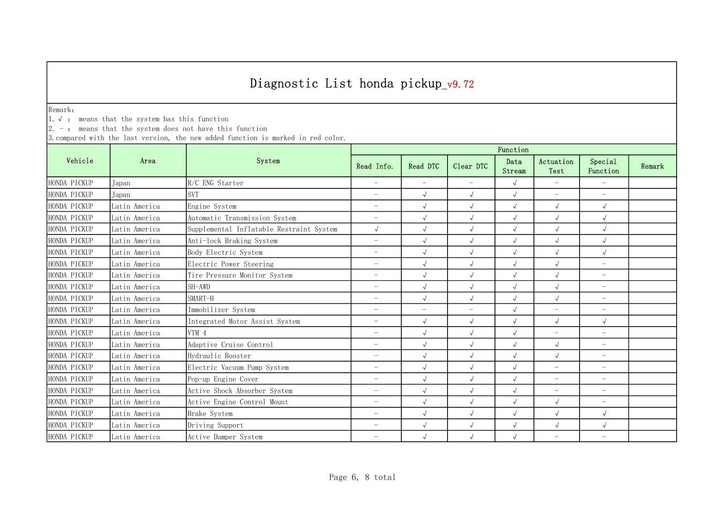# Diagnostic List honda pickup_v9.72

Remark:
1. √ : means that the system has this function
2. － : means that the system does not have this function
3.compared with the last version, the new added function is marked in red color.

| Vehicle | Area | System | Function | | | | | | |
|---|---|---|---|---|---|---|---|---|---|
| | | | Read Info. | Read DTC | Clear DTC | Data Stream | Actuation Test | Special Function | Remark |
| HONDA PICKUP | Japan | R/C ENG Starter | － | － | － | √ | － | － | |
| HONDA PICKUP | Japan | SVT | － | √ | √ | √ | － | － | |
| HONDA PICKUP | Latin America | Engine System | － | √ | √ | √ | √ | √ | |
| HONDA PICKUP | Latin America | Automatic Transmission System | － | √ | √ | √ | √ | √ | |
| HONDA PICKUP | Latin America | Supplemental Inflatable Restraint System | √ | √ | √ | √ | √ | √ | |
| HONDA PICKUP | Latin America | Anti-lock Braking System | － | √ | √ | √ | √ | √ | |
| HONDA PICKUP | Latin America | Body Electric System | － | √ | √ | √ | √ | √ | |
| HONDA PICKUP | Latin America | Electric Power Steering | － | √ | √ | √ | √ | － | |
| HONDA PICKUP | Latin America | Tire Pressure Monitor System | － | √ | √ | √ | √ | － | |
| HONDA PICKUP | Latin America | SH-AWD | － | √ | √ | √ | √ | － | |
| HONDA PICKUP | Latin America | SMART-H | － | √ | √ | √ | √ | － | |
| HONDA PICKUP | Latin America | Immobilizer System | － | － | － | √ | － | － | |
| HONDA PICKUP | Latin America | Integrated Motor Assist System | － | √ | √ | √ | √ | √ | |
| HONDA PICKUP | Latin America | VTM 4 | － | √ | √ | √ | － | － | |
| HONDA PICKUP | Latin America | Adaptive Cruise Control | － | √ | √ | √ | √ | － | |
| HONDA PICKUP | Latin America | Hydraulic Booster | － | √ | √ | √ | √ | － | |
| HONDA PICKUP | Latin America | Electric Vacuum Pump System | － | √ | √ | √ | － | － | |
| HONDA PICKUP | Latin America | Pop-up Engine Cover | － | √ | √ | √ | － | － | |
| HONDA PICKUP | Latin America | Active Shock Absorber System | － | √ | √ | √ | － | － | |
| HONDA PICKUP | Latin America | Active Engine Control Mount | － | √ | √ | √ | √ | － | |
| HONDA PICKUP | Latin America | Brake System | － | √ | √ | √ | √ | √ | |
| HONDA PICKUP | Latin America | Driving Support | － | √ | √ | √ | √ | √ | |
| HONDA PICKUP | Latin America | Active Damper System | － | √ | √ | √ | － | － | |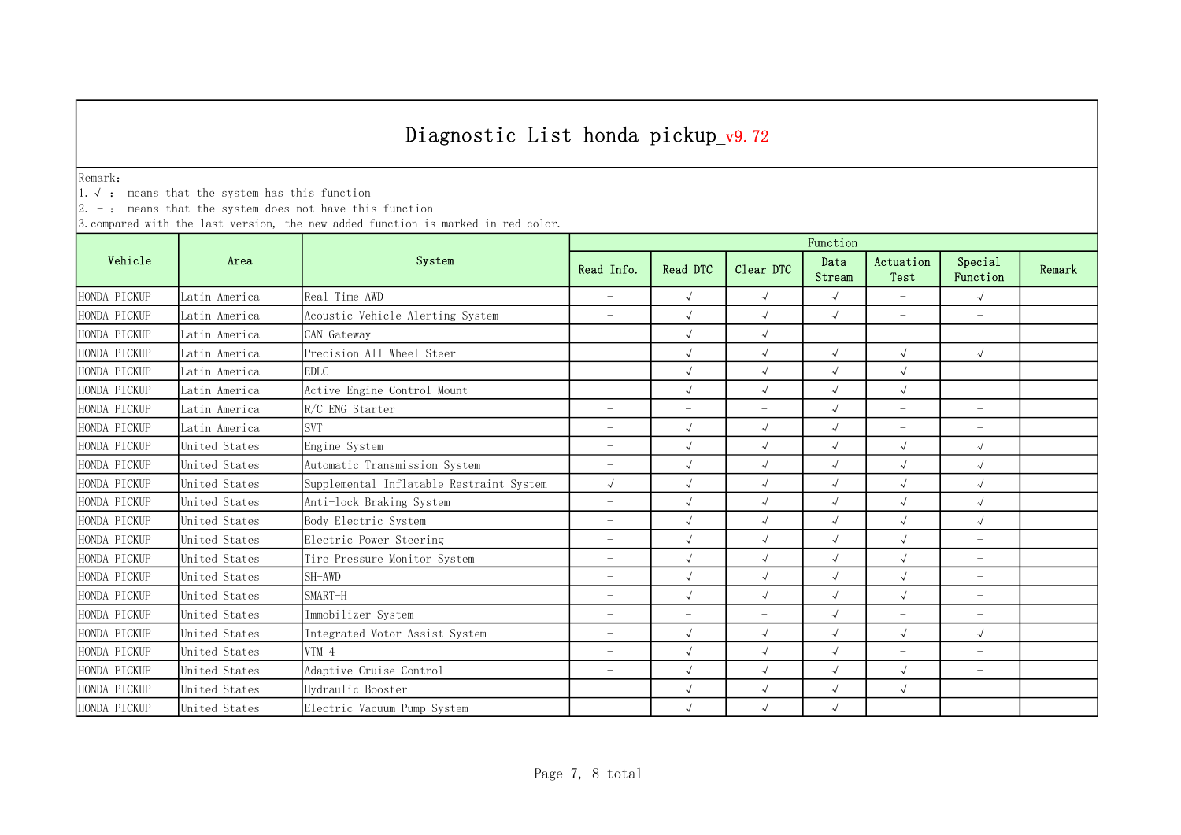# Diagnostic List honda pickup_v9.72

Remark:
1. √ :  means that the system has this function
2. - :  means that the system does not have this function
3.compared with the last version, the new added function is marked in red color.

| Vehicle | Area | System | Function | | | | | | |
|---|---|---|---|---|---|---|---|---|---|
| | | | Read Info. | Read DTC | Clear DTC | Data Stream | Actuation Test | Special Function | Remark |
| HONDA PICKUP | Latin America | Real Time AWD | - | √ | √ | √ | - | √ | |
| HONDA PICKUP | Latin America | Acoustic Vehicle Alerting System | - | √ | √ | √ | - | - | |
| HONDA PICKUP | Latin America | CAN Gateway | - | √ | √ | - | - | - | |
| HONDA PICKUP | Latin America | Precision All Wheel Steer | - | √ | √ | √ | √ | √ | |
| HONDA PICKUP | Latin America | EDLC | - | √ | √ | √ | √ | - | |
| HONDA PICKUP | Latin America | Active Engine Control Mount | - | √ | √ | √ | √ | - | |
| HONDA PICKUP | Latin America | R/C ENG Starter | - | - | - | √ | - | - | |
| HONDA PICKUP | Latin America | SVT | - | √ | √ | √ | - | - | |
| HONDA PICKUP | United States | Engine System | - | √ | √ | √ | √ | √ | |
| HONDA PICKUP | United States | Automatic Transmission System | - | √ | √ | √ | √ | √ | |
| HONDA PICKUP | United States | Supplemental Inflatable Restraint System | √ | √ | √ | √ | √ | √ | |
| HONDA PICKUP | United States | Anti-lock Braking System | - | √ | √ | √ | √ | √ | |
| HONDA PICKUP | United States | Body Electric System | - | √ | √ | √ | √ | √ | |
| HONDA PICKUP | United States | Electric Power Steering | - | √ | √ | √ | √ | - | |
| HONDA PICKUP | United States | Tire Pressure Monitor System | - | √ | √ | √ | √ | - | |
| HONDA PICKUP | United States | SH-AWD | - | √ | √ | √ | √ | - | |
| HONDA PICKUP | United States | SMART-H | - | √ | √ | √ | √ | - | |
| HONDA PICKUP | United States | Immobilizer System | - | - | - | √ | - | - | |
| HONDA PICKUP | United States | Integrated Motor Assist System | - | √ | √ | √ | √ | √ | |
| HONDA PICKUP | United States | VTM 4 | - | √ | √ | √ | - | - | |
| HONDA PICKUP | United States | Adaptive Cruise Control | - | √ | √ | √ | √ | - | |
| HONDA PICKUP | United States | Hydraulic Booster | - | √ | √ | √ | √ | - | |
| HONDA PICKUP | United States | Electric Vacuum Pump System | - | √ | √ | √ | - | - | |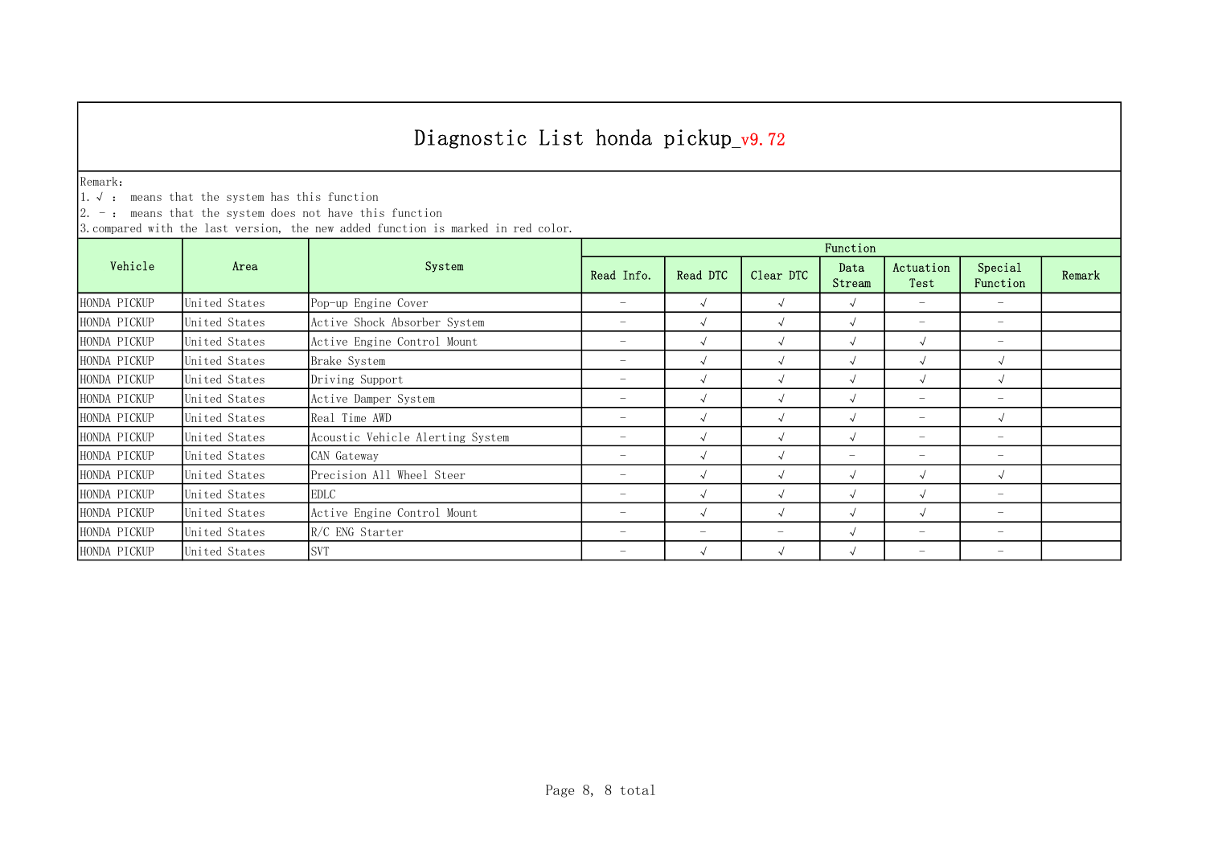# Diagnostic List honda pickup_v9.72

Remark:
1. √ : means that the system has this function
2. - : means that the system does not have this function
3. compared with the last version, the new added function is marked in red color.

| Vehicle | Area | System | Function | | | | | | |
|---|---|---|---|---|---|---|---|---|---|
| | | | Read Info. | Read DTC | Clear DTC | Data Stream | Actuation Test | Special Function | Remark |
| HONDA PICKUP | United States | Pop-up Engine Cover | - | √ | √ | √ | - | - | |
| HONDA PICKUP | United States | Active Shock Absorber System | - | √ | √ | √ | - | - | |
| HONDA PICKUP | United States | Active Engine Control Mount | - | √ | √ | √ | √ | - | |
| HONDA PICKUP | United States | Brake System | - | √ | √ | √ | √ | √ | |
| HONDA PICKUP | United States | Driving Support | - | √ | √ | √ | √ | √ | |
| HONDA PICKUP | United States | Active Damper System | - | √ | √ | √ | - | - | |
| HONDA PICKUP | United States | Real Time AWD | - | √ | √ | √ | - | √ | |
| HONDA PICKUP | United States | Acoustic Vehicle Alerting System | - | √ | √ | √ | - | - | |
| HONDA PICKUP | United States | CAN Gateway | - | √ | √ | - | - | - | |
| HONDA PICKUP | United States | Precision All Wheel Steer | - | √ | √ | √ | √ | √ | |
| HONDA PICKUP | United States | EDLC | - | √ | √ | √ | √ | - | |
| HONDA PICKUP | United States | Active Engine Control Mount | - | √ | √ | √ | √ | - | |
| HONDA PICKUP | United States | R/C ENG Starter | - | - | - | √ | - | - | |
| HONDA PICKUP | United States | SVT | - | √ | √ | √ | - | - | |